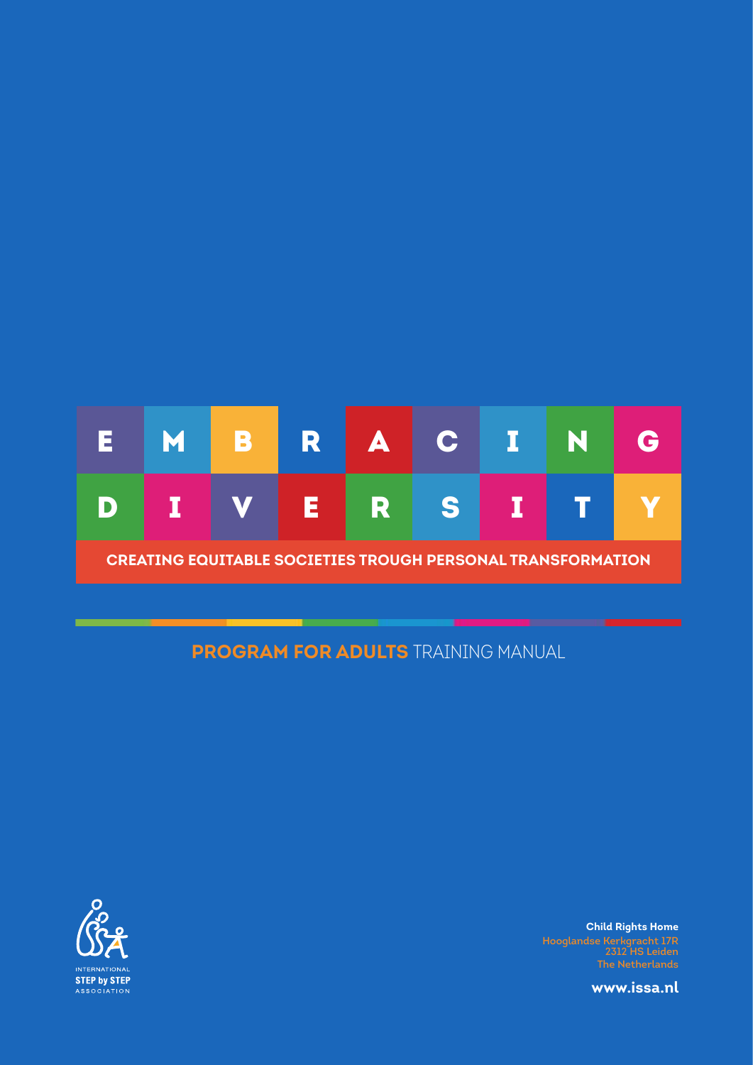# EMBRACING DIVERSITY

**CREATING EQUITABLE SOCIETIES TROUGH PERSONAL TRANSFORMATION**

## PROGRAM FOR ADULTS TRAINING MANUAL

INTERNATIONAL
STEP by STEP
ASSOCIATION

**Child Rights Home**
Hooglandse Kerkgracht 17R
2312 HS Leiden
The Netherlands

**www.issa.nl**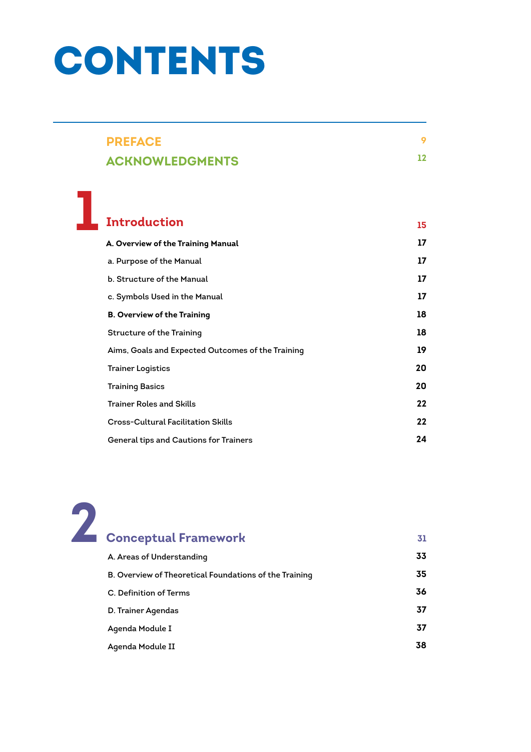# CONTENTS

| | |
|---|---|
| **PREFACE** | 9 |
| **ACKNOWLEDGMENTS** | 12 |

## 1 Introduction

| | |
|---|---|
| **Introduction** | **15** |
| **A. Overview of the Training Manual** | **17** |
| a. Purpose of the Manual | **17** |
| b. Structure of the Manual | **17** |
| c. Symbols Used in the Manual | **17** |
| **B. Overview of the Training** | **18** |
| Structure of the Training | **18** |
| Aims, Goals and Expected Outcomes of the Training | **19** |
| Trainer Logistics | **20** |
| Training Basics | **20** |
| Trainer Roles and Skills | **22** |
| Cross-Cultural Facilitation Skills | **22** |
| General tips and Cautions for Trainers | **24** |

## 2 Conceptual Framework

| | |
|---|---|
| **Conceptual Framework** | **31** |
| A. Areas of Understanding | **33** |
| B. Overview of Theoretical Foundations of the Training | **35** |
| C. Definition of Terms | **36** |
| D. Trainer Agendas | **37** |
| Agenda Module I | **37** |
| Agenda Module II | **38** |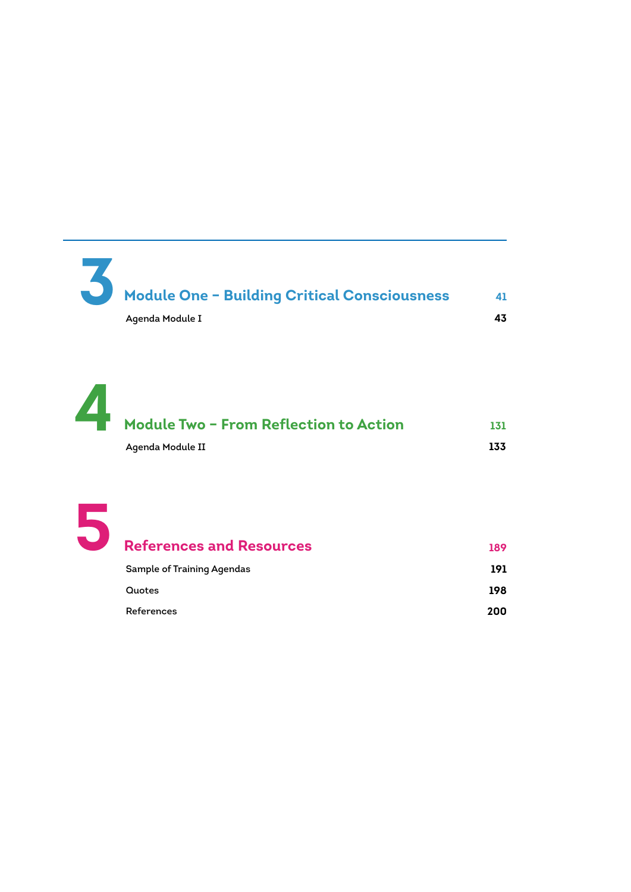## 3 Module One – Building Critical Consciousness — 41

Agenda Module I — 43

## 4 Module Two – From Reflection to Action — 131

Agenda Module II — 133

## 5 References and Resources — 189

Sample of Training Agendas — 191

Quotes — 198

References — 200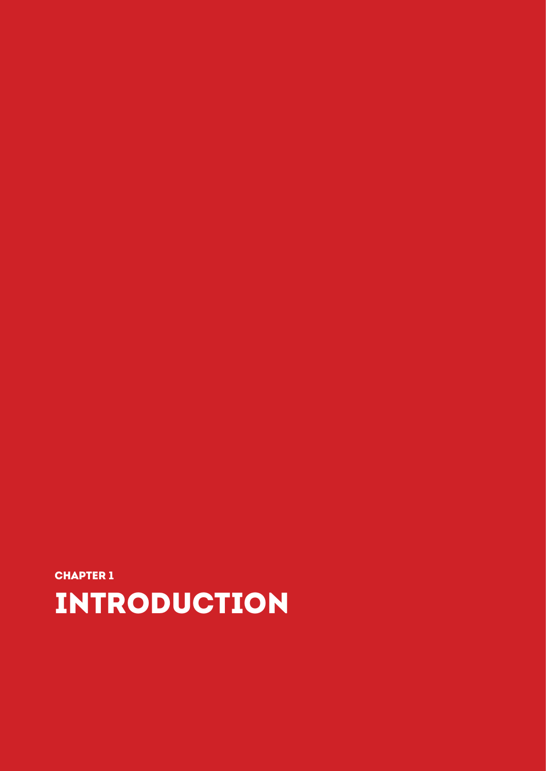**CHAPTER 1**

# INTRODUCTION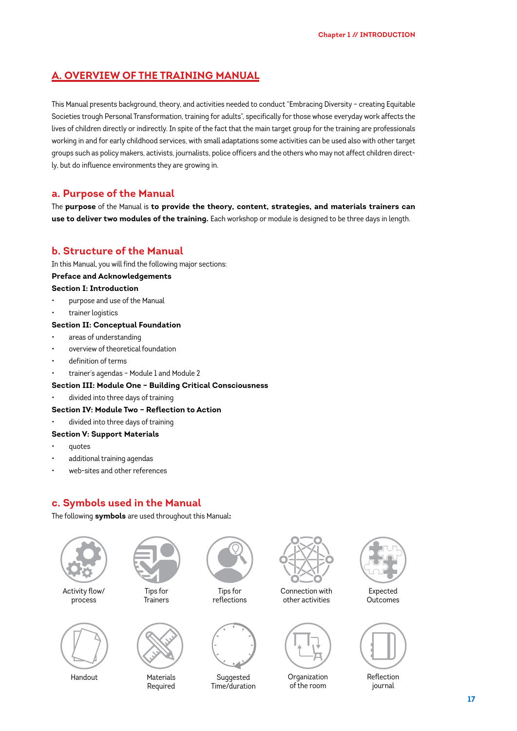## A. OVERVIEW OF THE TRAINING MANUAL

This Manual presents background, theory, and activities needed to conduct "Embracing Diversity – creating Equitable Societies trough Personal Transformation, training for adults", specifically for those whose everyday work affects the lives of children directly or indirectly. In spite of the fact that the main target group for the training are professionals working in and for early childhood services, with small adaptations some activities can be used also with other target groups such as policy makers, activists, journalists, police officers and the others who may not affect children directly, but do influence environments they are growing in.

### a. Purpose of the Manual

The **purpose** of the Manual is **to provide the theory, content, strategies, and materials trainers can use to deliver two modules of the training.** Each workshop or module is designed to be three days in length.

### b. Structure of the Manual

In this Manual, you will find the following major sections:

**Preface and Acknowledgements**

**Section I: Introduction**

- purpose and use of the Manual
- trainer logistics

**Section II: Conceptual Foundation**

- areas of understanding
- overview of theoretical foundation
- definition of terms
- trainer's agendas – Module 1 and Module 2

**Section III: Module One – Building Critical Consciousness**

- divided into three days of training

**Section IV: Module Two – Reflection to Action**

- divided into three days of training

**Section V: Support Materials**

- quotes
- additional training agendas
- web-sites and other references

### c. Symbols used in the Manual

The following **symbols** are used throughout this Manual**:**

Activity flow/ process

Tips for Trainers

Tips for reflections

Connection with other activities

Expected Outcomes

Handout

Materials Required

Suggested Time/duration

Organization of the room

Reflection journal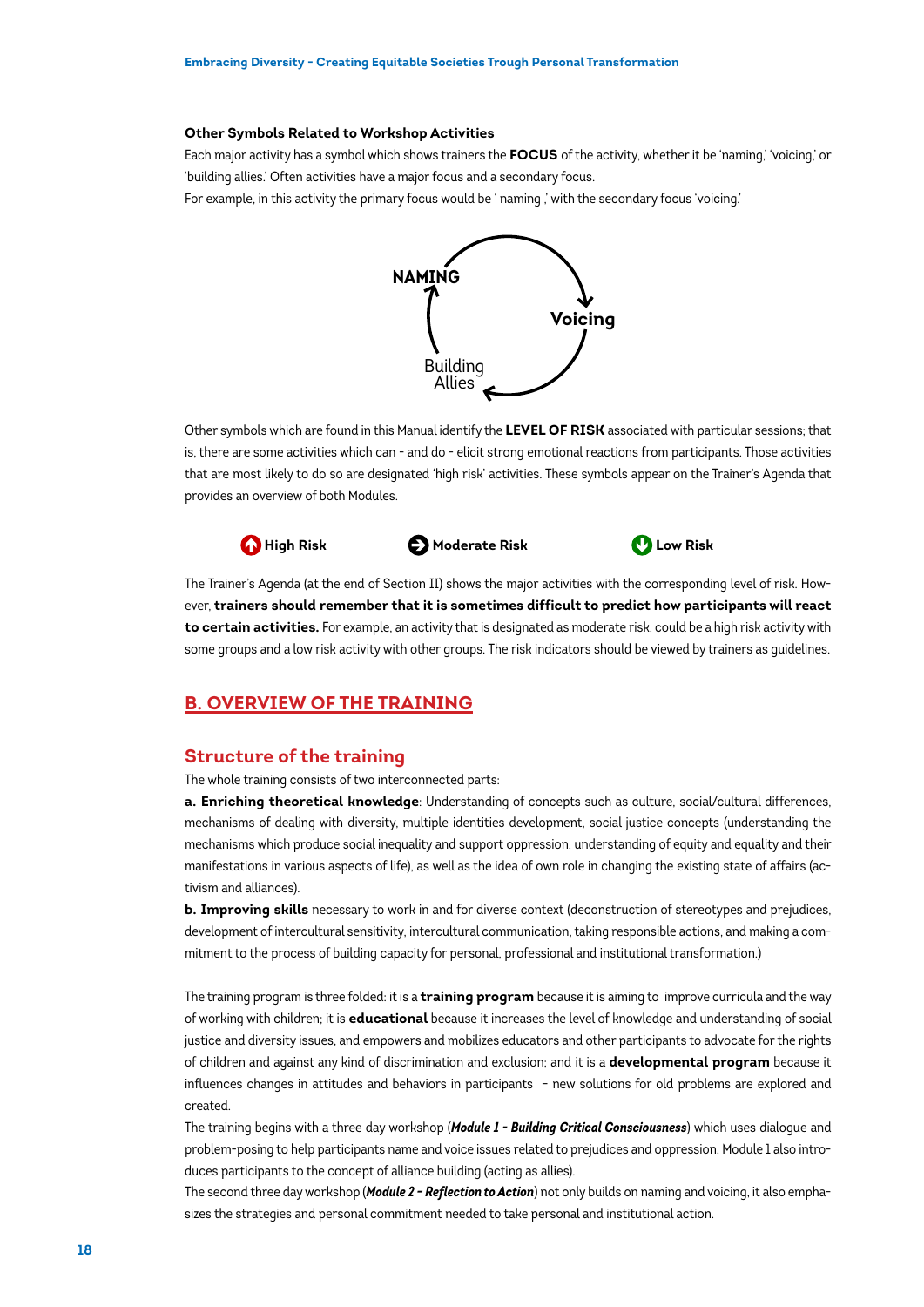### Other Symbols Related to Workshop Activities

Each major activity has a symbol which shows trainers the **FOCUS** of the activity, whether it be 'naming,' 'voicing,' or 'building allies.' Often activities have a major focus and a secondary focus.

For example, in this activity the primary focus would be ' naming ,' with the secondary focus 'voicing.'

**NAMING** → **Voicing** → Building Allies → **NAMING**

Other symbols which are found in this Manual identify the **LEVEL OF RISK** associated with particular sessions; that is, there are some activities which can - and do - elicit strong emotional reactions from participants. Those activities that are most likely to do so are designated 'high risk' activities. These symbols appear on the Trainer's Agenda that provides an overview of both Modules.

**High Risk** **Moderate Risk** **Low Risk**

The Trainer's Agenda (at the end of Section II) shows the major activities with the corresponding level of risk. However, **trainers should remember that it is sometimes difficult to predict how participants will react to certain activities.** For example, an activity that is designated as moderate risk, could be a high risk activity with some groups and a low risk activity with other groups. The risk indicators should be viewed by trainers as guidelines.

## B. OVERVIEW OF THE TRAINING

### Structure of the training

The whole training consists of two interconnected parts:

**a. Enriching theoretical knowledge**: Understanding of concepts such as culture, social/cultural differences, mechanisms of dealing with diversity, multiple identities development, social justice concepts (understanding the mechanisms which produce social inequality and support oppression, understanding of equity and equality and their manifestations in various aspects of life), as well as the idea of own role in changing the existing state of affairs (activism and alliances).

**b. Improving skills** necessary to work in and for diverse context (deconstruction of stereotypes and prejudices, development of intercultural sensitivity, intercultural communication, taking responsible actions, and making a commitment to the process of building capacity for personal, professional and institutional transformation.)

The training program is three folded: it is a **training program** because it is aiming to improve curricula and the way of working with children; it is **educational** because it increases the level of knowledge and understanding of social justice and diversity issues, and empowers and mobilizes educators and other participants to advocate for the rights of children and against any kind of discrimination and exclusion; and it is a **developmental program** because it influences changes in attitudes and behaviors in participants – new solutions for old problems are explored and created.

The training begins with a three day workshop (***Module 1 - Building Critical Consciousness***) which uses dialogue and problem-posing to help participants name and voice issues related to prejudices and oppression. Module 1 also introduces participants to the concept of alliance building (acting as allies).

The second three day workshop (***Module 2 - Reflection to Action***) not only builds on naming and voicing, it also emphasizes the strategies and personal commitment needed to take personal and institutional action.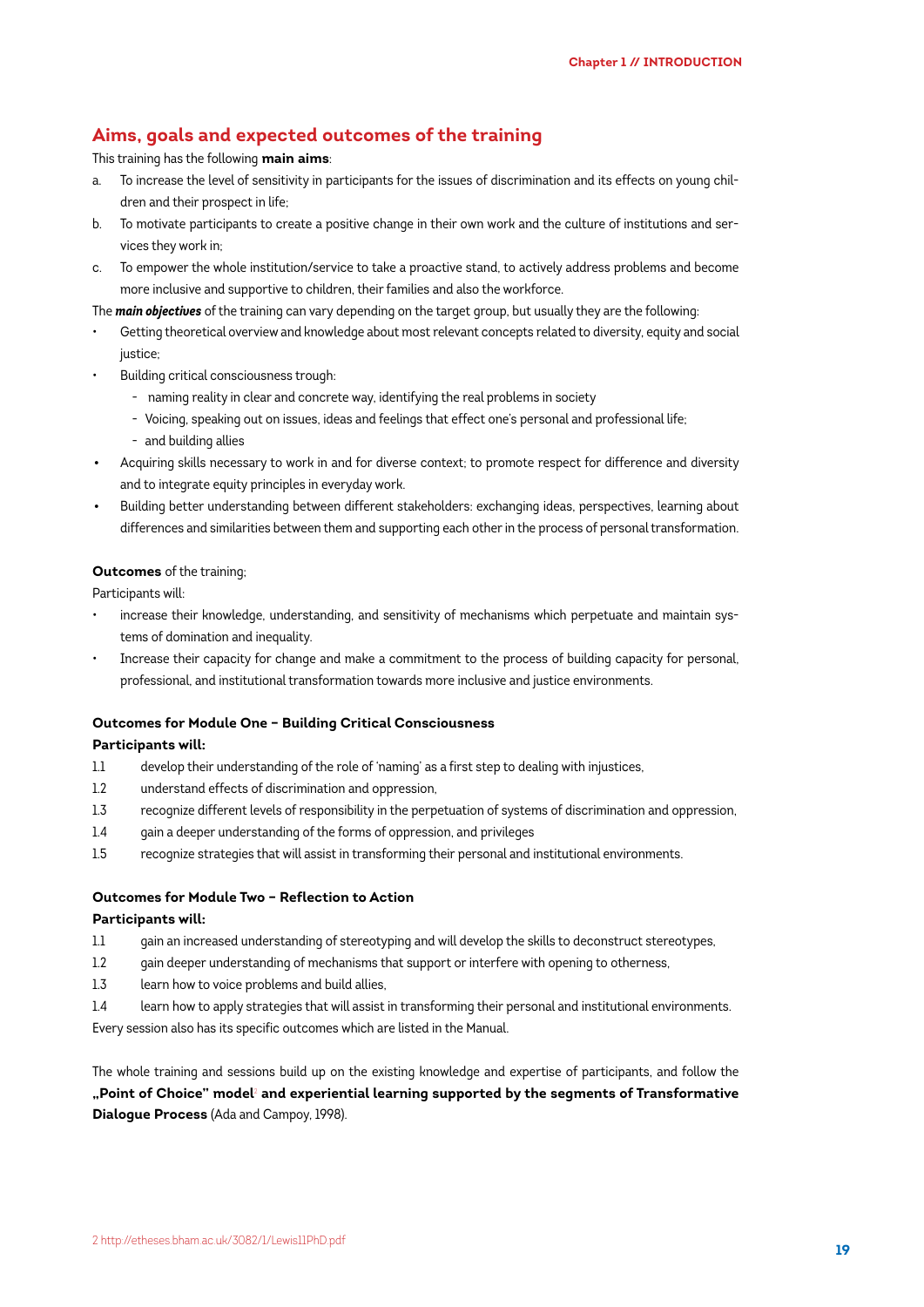## Aims, goals and expected outcomes of the training

This training has the following **main aims**:

a. To increase the level of sensitivity in participants for the issues of discrimination and its effects on young children and their prospect in life;
b. To motivate participants to create a positive change in their own work and the culture of institutions and services they work in;
c. To empower the whole institution/service to take a proactive stand, to actively address problems and become more inclusive and supportive to children, their families and also the workforce.

The ***main objectives*** of the training can vary depending on the target group, but usually they are the following:

- Getting theoretical overview and knowledge about most relevant concepts related to diversity, equity and social justice;
- Building critical consciousness trough:
  - naming reality in clear and concrete way, identifying the real problems in society
  - Voicing, speaking out on issues, ideas and feelings that effect one's personal and professional life;
  - and building allies
- Acquiring skills necessary to work in and for diverse context; to promote respect for difference and diversity and to integrate equity principles in everyday work.
- Building better understanding between different stakeholders: exchanging ideas, perspectives, learning about differences and similarities between them and supporting each other in the process of personal transformation.

**Outcomes** of the training;

Participants will:

- increase their knowledge, understanding, and sensitivity of mechanisms which perpetuate and maintain systems of domination and inequality.
- Increase their capacity for change and make a commitment to the process of building capacity for personal, professional, and institutional transformation towards more inclusive and justice environments.

**Outcomes for Module One – Building Critical Consciousness**

**Participants will:**

1.1 develop their understanding of the role of 'naming' as a first step to dealing with injustices,
1.2 understand effects of discrimination and oppression,
1.3 recognize different levels of responsibility in the perpetuation of systems of discrimination and oppression,
1.4 gain a deeper understanding of the forms of oppression, and privileges
1.5 recognize strategies that will assist in transforming their personal and institutional environments.

**Outcomes for Module Two – Reflection to Action**

**Participants will:**

1.1 gain an increased understanding of stereotyping and will develop the skills to deconstruct stereotypes,
1.2 gain deeper understanding of mechanisms that support or interfere with opening to otherness,
1.3 learn how to voice problems and build allies,
1.4 learn how to apply strategies that will assist in transforming their personal and institutional environments.

Every session also has its specific outcomes which are listed in the Manual.

The whole training and sessions build up on the existing knowledge and expertise of participants, and follow the **„Point of Choice" model**[2] **and experiential learning supported by the segments of Transformative Dialogue Process** (Ada and Campoy, 1998).

2 http://etheses.bham.ac.uk/3082/1/Lewis11PhD.pdf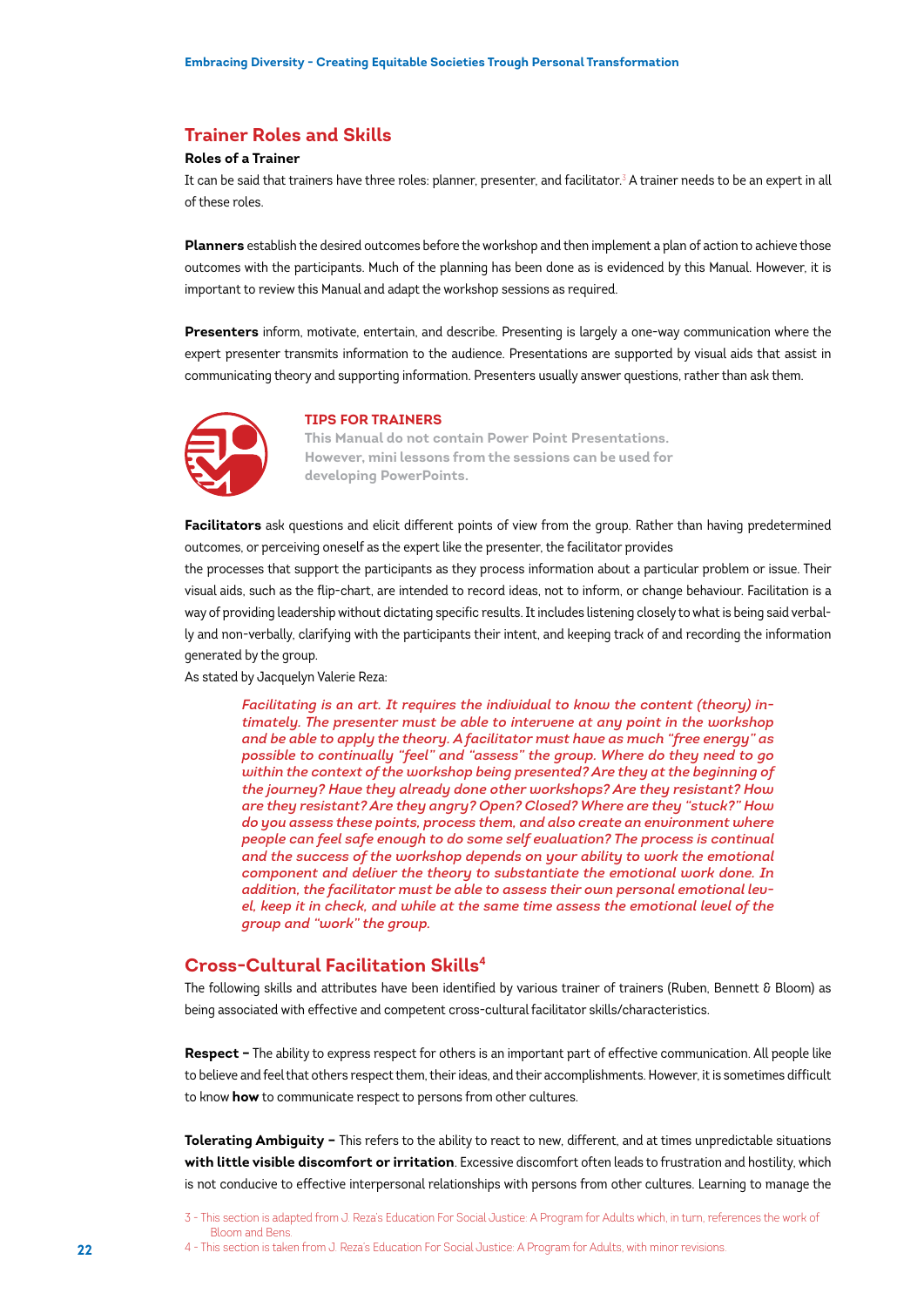## Trainer Roles and Skills

### Roles of a Trainer

It can be said that trainers have three roles: planner, presenter, and facilitator.[3] A trainer needs to be an expert in all of these roles.

**Planners** establish the desired outcomes before the workshop and then implement a plan of action to achieve those outcomes with the participants. Much of the planning has been done as is evidenced by this Manual. However, it is important to review this Manual and adapt the workshop sessions as required.

**Presenters** inform, motivate, entertain, and describe. Presenting is largely a one-way communication where the expert presenter transmits information to the audience. Presentations are supported by visual aids that assist in communicating theory and supporting information. Presenters usually answer questions, rather than ask them.

**TIPS FOR TRAINERS**

**This Manual do not contain Power Point Presentations. However, mini lessons from the sessions can be used for developing PowerPoints.**

**Facilitators** ask questions and elicit different points of view from the group. Rather than having predetermined outcomes, or perceiving oneself as the expert like the presenter, the facilitator provides the processes that support the participants as they process information about a particular problem or issue. Their visual aids, such as the flip-chart, are intended to record ideas, not to inform, or change behaviour. Facilitation is a way of providing leadership without dictating specific results. It includes listening closely to what is being said verbally and non-verbally, clarifying with the participants their intent, and keeping track of and recording the information generated by the group.

As stated by Jacquelyn Valerie Reza:

> *Facilitating is an art. It requires the individual to know the content (theory) intimately. The presenter must be able to intervene at any point in the workshop and be able to apply the theory. A facilitator must have as much "free energy" as possible to continually "feel" and "assess" the group. Where do they need to go within the context of the workshop being presented? Are they at the beginning of the journey? Have they already done other workshops? Are they resistant? How are they resistant? Are they angry? Open? Closed? Where are they "stuck?" How do you assess these points, process them, and also create an environment where people can feel safe enough to do some self evaluation? The process is continual and the success of the workshop depends on your ability to work the emotional component and deliver the theory to substantiate the emotional work done. In addition, the facilitator must be able to assess their own personal emotional level, keep it in check, and while at the same time assess the emotional level of the group and "work" the group.*

## Cross-Cultural Facilitation Skills[4]

The following skills and attributes have been identified by various trainer of trainers (Ruben, Bennett & Bloom) as being associated with effective and competent cross-cultural facilitator skills/characteristics.

**Respect –** The ability to express respect for others is an important part of effective communication. All people like to believe and feel that others respect them, their ideas, and their accomplishments. However, it is sometimes difficult to know **how** to communicate respect to persons from other cultures.

**Tolerating Ambiguity –** This refers to the ability to react to new, different, and at times unpredictable situations **with little visible discomfort or irritation**. Excessive discomfort often leads to frustration and hostility, which is not conducive to effective interpersonal relationships with persons from other cultures. Learning to manage the

3 - This section is adapted from J. Reza's Education For Social Justice: A Program for Adults which, in turn, references the work of Bloom and Bens.

4 - This section is taken from J. Reza's Education For Social Justice: A Program for Adults, with minor revisions.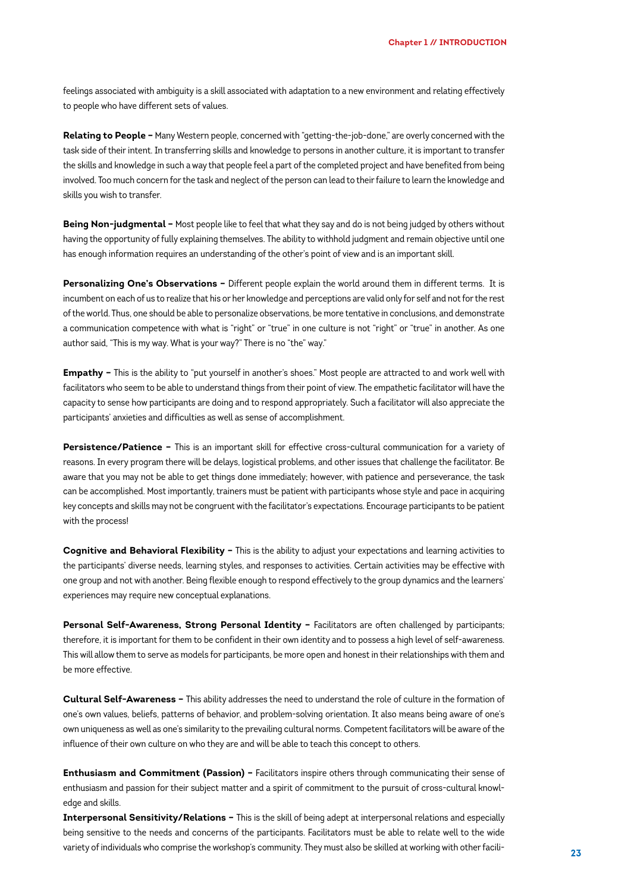feelings associated with ambiguity is a skill associated with adaptation to a new environment and relating effectively to people who have different sets of values.

**Relating to People –** Many Western people, concerned with "getting-the-job-done," are overly concerned with the task side of their intent. In transferring skills and knowledge to persons in another culture, it is important to transfer the skills and knowledge in such a way that people feel a part of the completed project and have benefited from being involved. Too much concern for the task and neglect of the person can lead to their failure to learn the knowledge and skills you wish to transfer.

**Being Non-judgmental –** Most people like to feel that what they say and do is not being judged by others without having the opportunity of fully explaining themselves. The ability to withhold judgment and remain objective until one has enough information requires an understanding of the other's point of view and is an important skill.

**Personalizing One's Observations –** Different people explain the world around them in different terms. It is incumbent on each of us to realize that his or her knowledge and perceptions are valid only for self and not for the rest of the world. Thus, one should be able to personalize observations, be more tentative in conclusions, and demonstrate a communication competence with what is "right" or "true" in one culture is not "right" or "true" in another. As one author said, "This is my way. What is your way?" There is no "the" way."

**Empathy –** This is the ability to "put yourself in another's shoes." Most people are attracted to and work well with facilitators who seem to be able to understand things from their point of view. The empathetic facilitator will have the capacity to sense how participants are doing and to respond appropriately. Such a facilitator will also appreciate the participants' anxieties and difficulties as well as sense of accomplishment.

**Persistence/Patience –** This is an important skill for effective cross-cultural communication for a variety of reasons. In every program there will be delays, logistical problems, and other issues that challenge the facilitator. Be aware that you may not be able to get things done immediately; however, with patience and perseverance, the task can be accomplished. Most importantly, trainers must be patient with participants whose style and pace in acquiring key concepts and skills may not be congruent with the facilitator's expectations. Encourage participants to be patient with the process!

**Cognitive and Behavioral Flexibility –** This is the ability to adjust your expectations and learning activities to the participants' diverse needs, learning styles, and responses to activities. Certain activities may be effective with one group and not with another. Being flexible enough to respond effectively to the group dynamics and the learners' experiences may require new conceptual explanations.

**Personal Self-Awareness, Strong Personal Identity –** Facilitators are often challenged by participants; therefore, it is important for them to be confident in their own identity and to possess a high level of self-awareness. This will allow them to serve as models for participants, be more open and honest in their relationships with them and be more effective.

**Cultural Self-Awareness –** This ability addresses the need to understand the role of culture in the formation of one's own values, beliefs, patterns of behavior, and problem-solving orientation. It also means being aware of one's own uniqueness as well as one's similarity to the prevailing cultural norms. Competent facilitators will be aware of the influence of their own culture on who they are and will be able to teach this concept to others.

**Enthusiasm and Commitment (Passion) –** Facilitators inspire others through communicating their sense of enthusiasm and passion for their subject matter and a spirit of commitment to the pursuit of cross-cultural knowledge and skills.

**Interpersonal Sensitivity/Relations –** This is the skill of being adept at interpersonal relations and especially being sensitive to the needs and concerns of the participants. Facilitators must be able to relate well to the wide variety of individuals who comprise the workshop's community. They must also be skilled at working with other facili-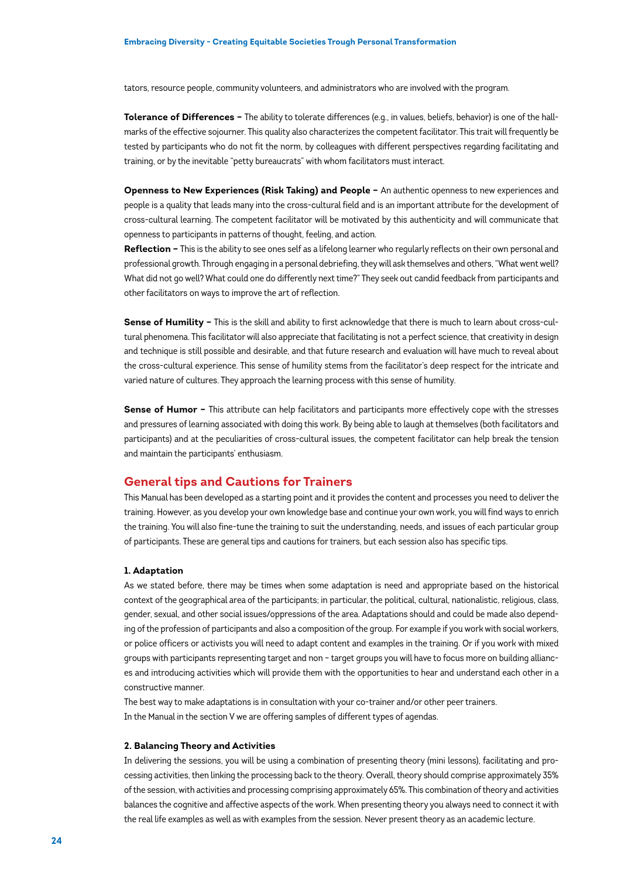tators, resource people, community volunteers, and administrators who are involved with the program.

**Tolerance of Differences –** The ability to tolerate differences (e.g., in values, beliefs, behavior) is one of the hallmarks of the effective sojourner. This quality also characterizes the competent facilitator. This trait will frequently be tested by participants who do not fit the norm, by colleagues with different perspectives regarding facilitating and training, or by the inevitable "petty bureaucrats" with whom facilitators must interact.

**Openness to New Experiences (Risk Taking) and People –** An authentic openness to new experiences and people is a quality that leads many into the cross-cultural field and is an important attribute for the development of cross-cultural learning. The competent facilitator will be motivated by this authenticity and will communicate that openness to participants in patterns of thought, feeling, and action.

**Reflection –** This is the ability to see ones self as a lifelong learner who regularly reflects on their own personal and professional growth. Through engaging in a personal debriefing, they will ask themselves and others, "What went well? What did not go well? What could one do differently next time?" They seek out candid feedback from participants and other facilitators on ways to improve the art of reflection.

**Sense of Humility –** This is the skill and ability to first acknowledge that there is much to learn about cross-cultural phenomena. This facilitator will also appreciate that facilitating is not a perfect science, that creativity in design and technique is still possible and desirable, and that future research and evaluation will have much to reveal about the cross-cultural experience. This sense of humility stems from the facilitator's deep respect for the intricate and varied nature of cultures. They approach the learning process with this sense of humility.

**Sense of Humor –** This attribute can help facilitators and participants more effectively cope with the stresses and pressures of learning associated with doing this work. By being able to laugh at themselves (both facilitators and participants) and at the peculiarities of cross-cultural issues, the competent facilitator can help break the tension and maintain the participants' enthusiasm.

## General tips and Cautions for Trainers

This Manual has been developed as a starting point and it provides the content and processes you need to deliver the training. However, as you develop your own knowledge base and continue your own work, you will find ways to enrich the training. You will also fine-tune the training to suit the understanding, needs, and issues of each particular group of participants. These are general tips and cautions for trainers, but each session also has specific tips.

### 1. Adaptation

As we stated before, there may be times when some adaptation is need and appropriate based on the historical context of the geographical area of the participants; in particular, the political, cultural, nationalistic, religious, class, gender, sexual, and other social issues/oppressions of the area. Adaptations should and could be made also depending of the profession of participants and also a composition of the group. For example if you work with social workers, or police officers or activists you will need to adapt content and examples in the training. Or if you work with mixed groups with participants representing target and non – target groups you will have to focus more on building alliances and introducing activities which will provide them with the opportunities to hear and understand each other in a constructive manner.

The best way to make adaptations is in consultation with your co-trainer and/or other peer trainers.

In the Manual in the section V we are offering samples of different types of agendas.

### 2. Balancing Theory and Activities

In delivering the sessions, you will be using a combination of presenting theory (mini lessons), facilitating and processing activities, then linking the processing back to the theory. Overall, theory should comprise approximately 35% of the session, with activities and processing comprising approximately 65%. This combination of theory and activities balances the cognitive and affective aspects of the work. When presenting theory you always need to connect it with the real life examples as well as with examples from the session. Never present theory as an academic lecture.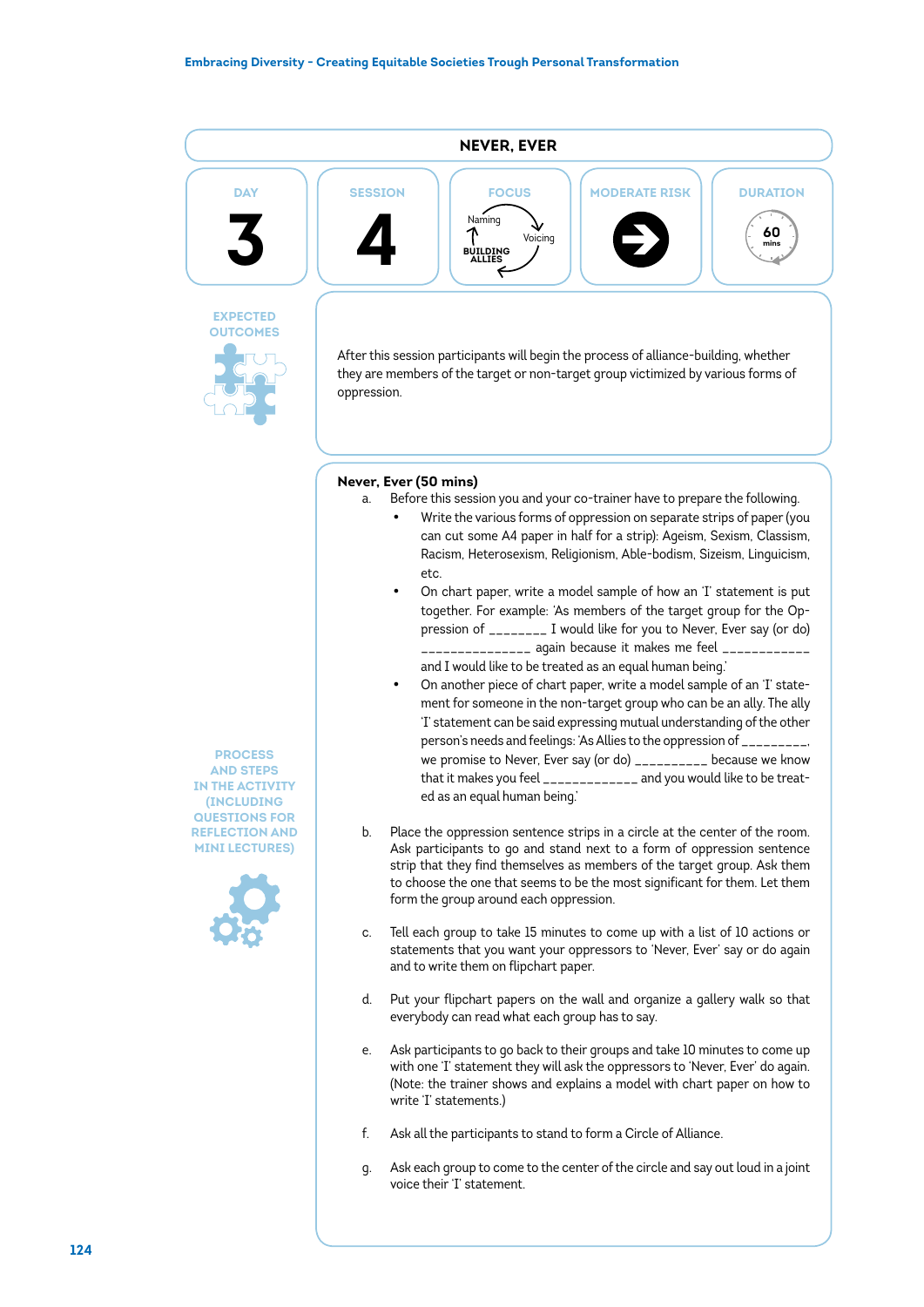# NEVER, EVER

| DAY | SESSION | FOCUS | MODERATE RISK | DURATION |
|---|---|---|---|---|
| 3 | 4 | Naming → Voicing → BUILDING ALLIES | | 60 mins |

**EXPECTED OUTCOMES**

After this session participants will begin the process of alliance-building, whether they are members of the target or non-target group victimized by various forms of oppression.

**PROCESS AND STEPS IN THE ACTIVITY (INCLUDING QUESTIONS FOR REFLECTION AND MINI LECTURES)**

**Never, Ever (50 mins)**

a. Before this session you and your co-trainer have to prepare the following.
   - Write the various forms of oppression on separate strips of paper (you can cut some A4 paper in half for a strip): Ageism, Sexism, Classism, Racism, Heterosexism, Religionism, Able-bodism, Sizeism, Linguicism, etc.
   - On chart paper, write a model sample of how an 'I' statement is put together. For example: 'As members of the target group for the Oppression of ________ I would like for you to Never, Ever say (or do) _______________ again because it makes me feel ____________ and I would like to be treated as an equal human being.'
   - On another piece of chart paper, write a model sample of an 'I' statement for someone in the non-target group who can be an ally. The ally 'I' statement can be said expressing mutual understanding of the other person's needs and feelings: 'As Allies to the oppression of _________, we promise to Never, Ever say (or do) __________ because we know that it makes you feel _____________ and you would like to be treated as an equal human being.'

b. Place the oppression sentence strips in a circle at the center of the room. Ask participants to go and stand next to a form of oppression sentence strip that they find themselves as members of the target group. Ask them to choose the one that seems to be the most significant for them. Let them form the group around each oppression.

c. Tell each group to take 15 minutes to come up with a list of 10 actions or statements that you want your oppressors to 'Never, Ever' say or do again and to write them on flipchart paper.

d. Put your flipchart papers on the wall and organize a gallery walk so that everybody can read what each group has to say.

e. Ask participants to go back to their groups and take 10 minutes to come up with one 'I' statement they will ask the oppressors to 'Never, Ever' do again. (Note: the trainer shows and explains a model with chart paper on how to write 'I' statements.)

f. Ask all the participants to stand to form a Circle of Alliance.

g. Ask each group to come to the center of the circle and say out loud in a joint voice their 'I' statement.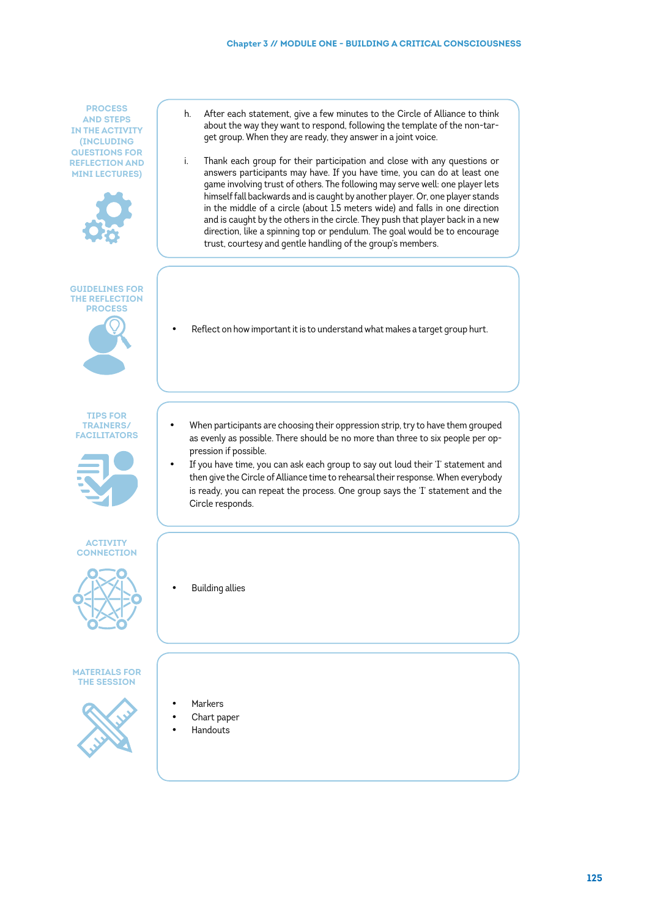### PROCESS AND STEPS IN THE ACTIVITY (INCLUDING QUESTIONS FOR REFLECTION AND MINI LECTURES)

h. After each statement, give a few minutes to the Circle of Alliance to think about the way they want to respond, following the template of the non-target group. When they are ready, they answer in a joint voice.

i. Thank each group for their participation and close with any questions or answers participants may have. If you have time, you can do at least one game involving trust of others. The following may serve well: one player lets himself fall backwards and is caught by another player. Or, one player stands in the middle of a circle (about 1.5 meters wide) and falls in one direction and is caught by the others in the circle. They push that player back in a new direction, like a spinning top or pendulum. The goal would be to encourage trust, courtesy and gentle handling of the group's members.

### GUIDELINES FOR THE REFLECTION PROCESS

- Reflect on how important it is to understand what makes a target group hurt.

### TIPS FOR TRAINERS/ FACILITATORS

- When participants are choosing their oppression strip, try to have them grouped as evenly as possible. There should be no more than three to six people per oppression if possible.
- If you have time, you can ask each group to say out loud their 'I' statement and then give the Circle of Alliance time to rehearsal their response. When everybody is ready, you can repeat the process. One group says the 'I' statement and the Circle responds.

### ACTIVITY CONNECTION

- Building allies

### MATERIALS FOR THE SESSION

- Markers
- Chart paper
- Handouts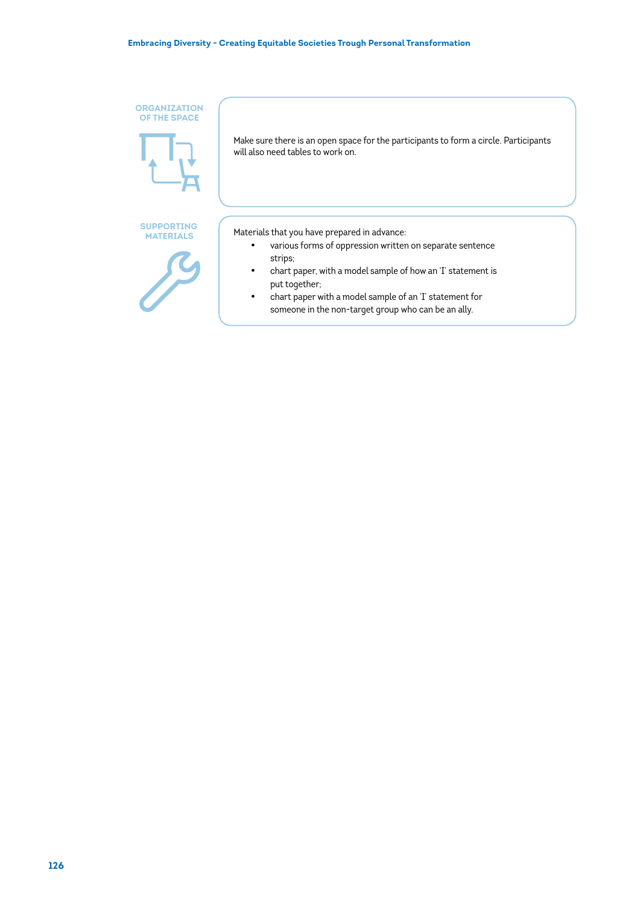**ORGANIZATION OF THE SPACE**

Make sure there is an open space for the participants to form a circle. Participants will also need tables to work on.

**SUPPORTING MATERIALS**

Materials that you have prepared in advance:

- various forms of oppression written on separate sentence strips;
- chart paper, with a model sample of how an 'I' statement is put together;
- chart paper with a model sample of an 'I' statement for someone in the non-target group who can be an ally.